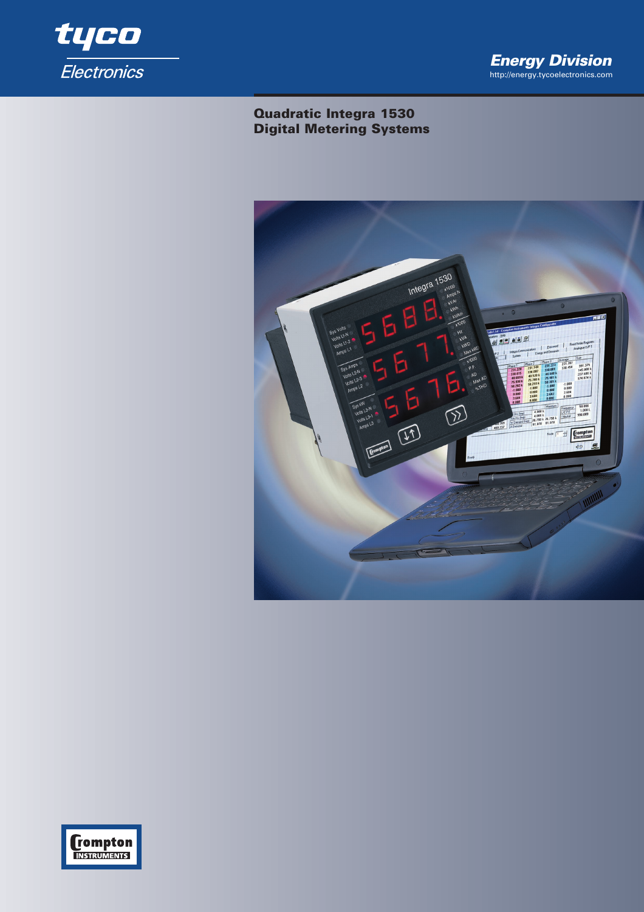tyco Electronics

Energy Division
http://energy.tycoelectronics.com

# Quadratic Integra 1530
# Digital Metering Systems

Crompton INSTRUMENTS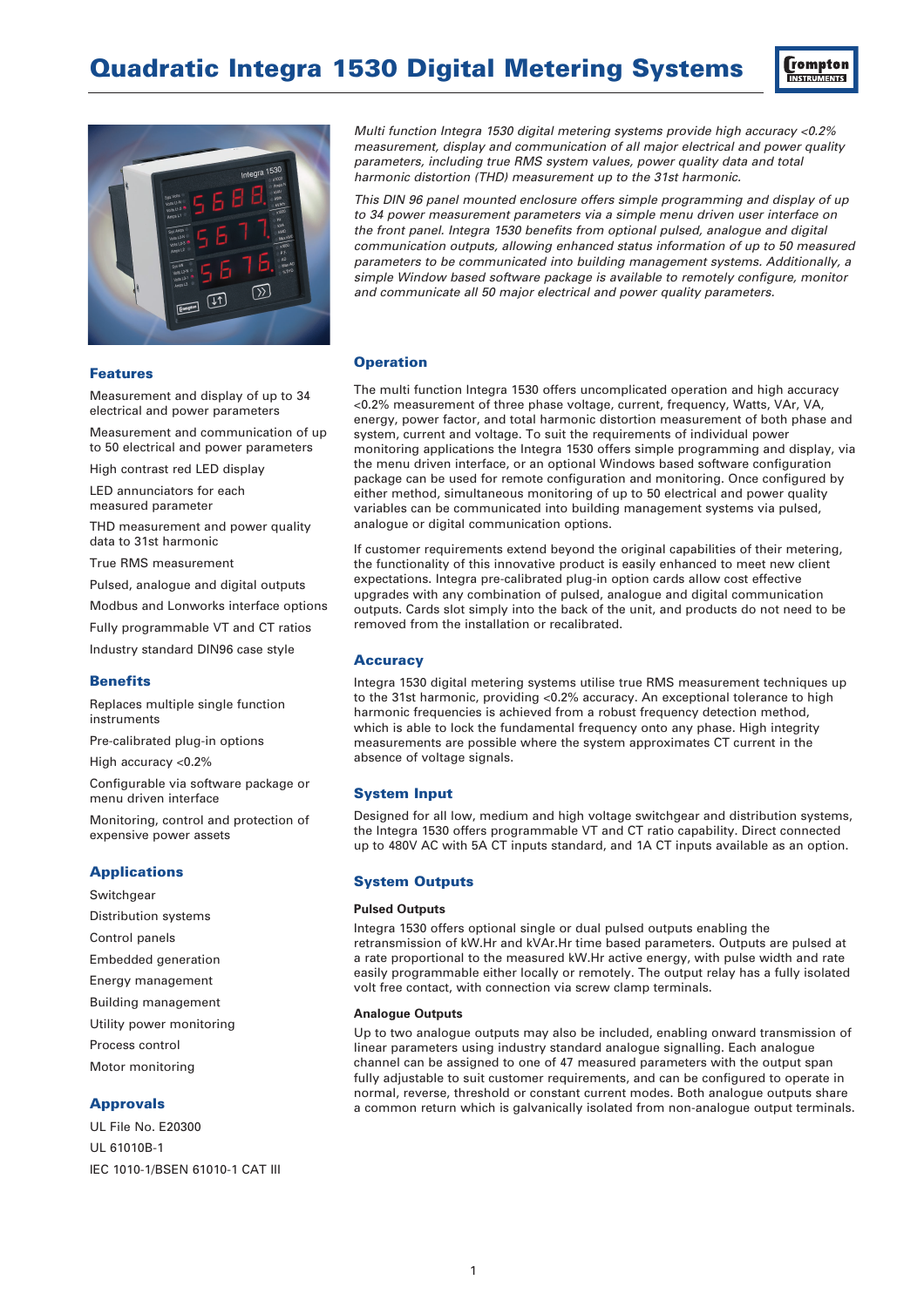# Quadratic Integra 1530 Digital Metering Systems

*Multi function Integra 1530 digital metering systems provide high accuracy <0.2% measurement, display and communication of all major electrical and power quality parameters, including true RMS system values, power quality data and total harmonic distortion (THD) measurement up to the 31st harmonic.*

*This DIN 96 panel mounted enclosure offers simple programming and display of up to 34 power measurement parameters via a simple menu driven user interface on the front panel. Integra 1530 benefits from optional pulsed, analogue and digital communication outputs, allowing enhanced status information of up to 50 measured parameters to be communicated into building management systems. Additionally, a simple Window based software package is available to remotely configure, monitor and communicate all 50 major electrical and power quality parameters.*

## Features

- Measurement and display of up to 34 electrical and power parameters
- Measurement and communication of up to 50 electrical and power parameters
- High contrast red LED display
- LED annunciators for each measured parameter
- THD measurement and power quality data to 31st harmonic
- True RMS measurement
- Pulsed, analogue and digital outputs
- Modbus and Lonworks interface options
- Fully programmable VT and CT ratios
- Industry standard DIN96 case style

## Benefits

- Replaces multiple single function instruments
- Pre-calibrated plug-in options
- High accuracy <0.2%
- Configurable via software package or menu driven interface
- Monitoring, control and protection of expensive power assets

## Applications

- Switchgear
- Distribution systems
- Control panels
- Embedded generation
- Energy management
- Building management
- Utility power monitoring
- Process control
- Motor monitoring

## Approvals

- UL File No. E20300
- UL 61010B-1
- IEC 1010-1/BSEN 61010-1 CAT III

## Operation

The multi function Integra 1530 offers uncomplicated operation and high accuracy <0.2% measurement of three phase voltage, current, frequency, Watts, VAr, VA, energy, power factor, and total harmonic distortion measurement of both phase and system, current and voltage. To suit the requirements of individual power monitoring applications the Integra 1530 offers simple programming and display, via the menu driven interface, or an optional Windows based software configuration package can be used for remote configuration and monitoring. Once configured by either method, simultaneous monitoring of up to 50 electrical and power quality variables can be communicated into building management systems via pulsed, analogue or digital communication options.

If customer requirements extend beyond the original capabilities of their metering, the functionality of this innovative product is easily enhanced to meet new client expectations. Integra pre-calibrated plug-in option cards allow cost effective upgrades with any combination of pulsed, analogue and digital communication outputs. Cards slot simply into the back of the unit, and products do not need to be removed from the installation or recalibrated.

## Accuracy

Integra 1530 digital metering systems utilise true RMS measurement techniques up to the 31st harmonic, providing <0.2% accuracy. An exceptional tolerance to high harmonic frequencies is achieved from a robust frequency detection method, which is able to lock the fundamental frequency onto any phase. High integrity measurements are possible where the system approximates CT current in the absence of voltage signals.

## System Input

Designed for all low, medium and high voltage switchgear and distribution systems, the Integra 1530 offers programmable VT and CT ratio capability. Direct connected up to 480V AC with 5A CT inputs standard, and 1A CT inputs available as an option.

## System Outputs

### Pulsed Outputs

Integra 1530 offers optional single or dual pulsed outputs enabling the retransmission of kW.Hr and kVAr.Hr time based parameters. Outputs are pulsed at a rate proportional to the measured kW.Hr active energy, with pulse width and rate easily programmable either locally or remotely. The output relay has a fully isolated volt free contact, with connection via screw clamp terminals.

### Analogue Outputs

Up to two analogue outputs may also be included, enabling onward transmission of linear parameters using industry standard analogue signalling. Each analogue channel can be assigned to one of 47 measured parameters with the output span fully adjustable to suit customer requirements, and can be configured to operate in normal, reverse, threshold or constant current modes. Both analogue outputs share a common return which is galvanically isolated from non-analogue output terminals.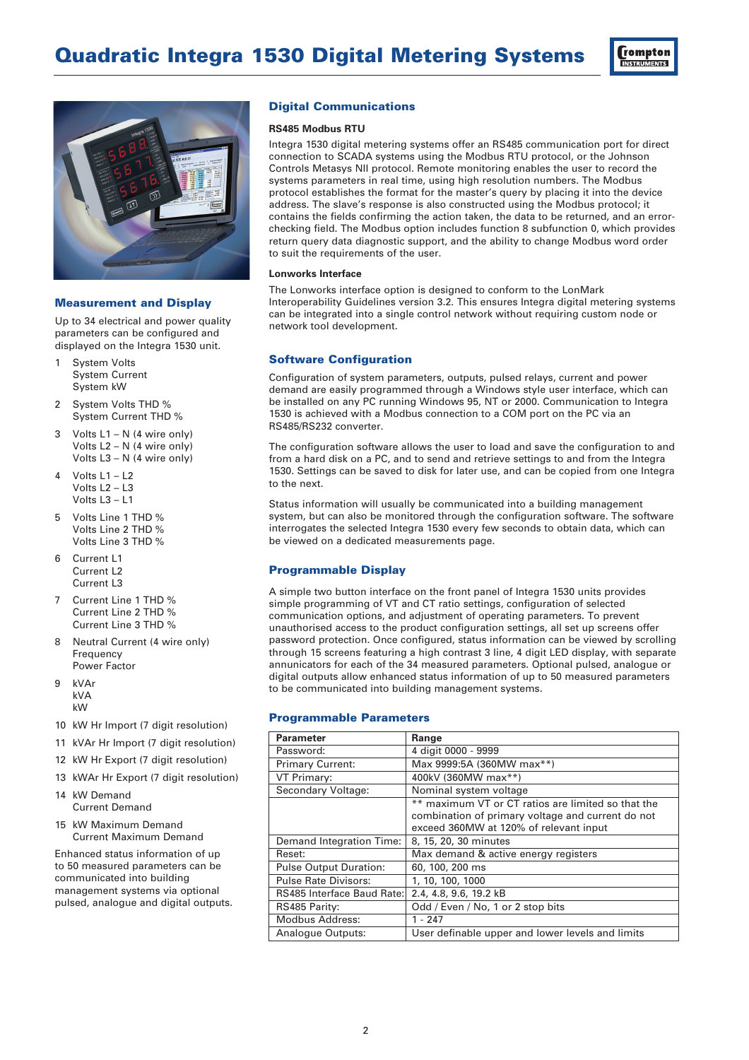# Quadratic Integra 1530 Digital Metering Systems

## Measurement and Display

Up to 34 electrical and power quality parameters can be configured and displayed on the Integra 1530 unit.

1. System Volts
   System Current
   System kW
2. System Volts THD %
   System Current THD %
3. Volts L1 – N (4 wire only)
   Volts L2 – N (4 wire only)
   Volts L3 – N (4 wire only)
4. Volts L1 – L2
   Volts L2 – L3
   Volts L3 – L1
5. Volts Line 1 THD %
   Volts Line 2 THD %
   Volts Line 3 THD %
6. Current L1
   Current L2
   Current L3
7. Current Line 1 THD %
   Current Line 2 THD %
   Current Line 3 THD %
8. Neutral Current (4 wire only)
   Frequency
   Power Factor
9. kVAr
   kVA
   kW
10. kW Hr Import (7 digit resolution)
11. kVAr Hr Import (7 digit resolution)
12. kW Hr Export (7 digit resolution)
13. kWAr Hr Export (7 digit resolution)
14. kW Demand
    Current Demand
15. kW Maximum Demand
    Current Maximum Demand

Enhanced status information of up to 50 measured parameters can be communicated into building management systems via optional pulsed, analogue and digital outputs.

## Digital Communications

### RS485 Modbus RTU

Integra 1530 digital metering systems offer an RS485 communication port for direct connection to SCADA systems using the Modbus RTU protocol, or the Johnson Controls Metasys NII protocol. Remote monitoring enables the user to record the systems parameters in real time, using high resolution numbers. The Modbus protocol establishes the format for the master's query by placing it into the device address. The slave's response is also constructed using the Modbus protocol; it contains the fields confirming the action taken, the data to be returned, and an error-checking field. The Modbus option includes function 8 subfunction 0, which provides return query data diagnostic support, and the ability to change Modbus word order to suit the requirements of the user.

### Lonworks Interface

The Lonworks interface option is designed to conform to the LonMark Interoperability Guidelines version 3.2. This ensures Integra digital metering systems can be integrated into a single control network without requiring custom node or network tool development.

## Software Configuration

Configuration of system parameters, outputs, pulsed relays, current and power demand are easily programmed through a Windows style user interface, which can be installed on any PC running Windows 95, NT or 2000. Communication to Integra 1530 is achieved with a Modbus connection to a COM port on the PC via an RS485/RS232 converter.

The configuration software allows the user to load and save the configuration to and from a hard disk on a PC, and to send and retrieve settings to and from the Integra 1530. Settings can be saved to disk for later use, and can be copied from one Integra to the next.

Status information will usually be communicated into a building management system, but can also be monitored through the configuration software. The software interrogates the selected Integra 1530 every few seconds to obtain data, which can be viewed on a dedicated measurements page.

## Programmable Display

A simple two button interface on the front panel of Integra 1530 units provides simple programming of VT and CT ratio settings, configuration of selected communication options, and adjustment of operating parameters. To prevent unauthorised access to the product configuration settings, all set up screens offer password protection. Once configured, status information can be viewed by scrolling through 15 screens featuring a high contrast 3 line, 4 digit LED display, with separate annunciators for each of the 34 measured parameters. Optional pulsed, analogue or digital outputs allow enhanced status information of up to 50 measured parameters to be communicated into building management systems.

## Programmable Parameters

| Parameter | Range |
|---|---|
| Password: | 4 digit 0000 - 9999 |
| Primary Current: | Max 9999:5A (360MW max**) |
| VT Primary: | 400kV (360MW max**) |
| Secondary Voltage: | Nominal system voltage |
| | ** maximum VT or CT ratios are limited so that the combination of primary voltage and current do not exceed 360MW at 120% of relevant input |
| Demand Integration Time: | 8, 15, 20, 30 minutes |
| Reset: | Max demand & active energy registers |
| Pulse Output Duration: | 60, 100, 200 ms |
| Pulse Rate Divisors: | 1, 10, 100, 1000 |
| RS485 Interface Baud Rate: | 2.4, 4.8, 9.6, 19.2 kB |
| RS485 Parity: | Odd / Even / No, 1 or 2 stop bits |
| Modbus Address: | 1 - 247 |
| Analogue Outputs: | User definable upper and lower levels and limits |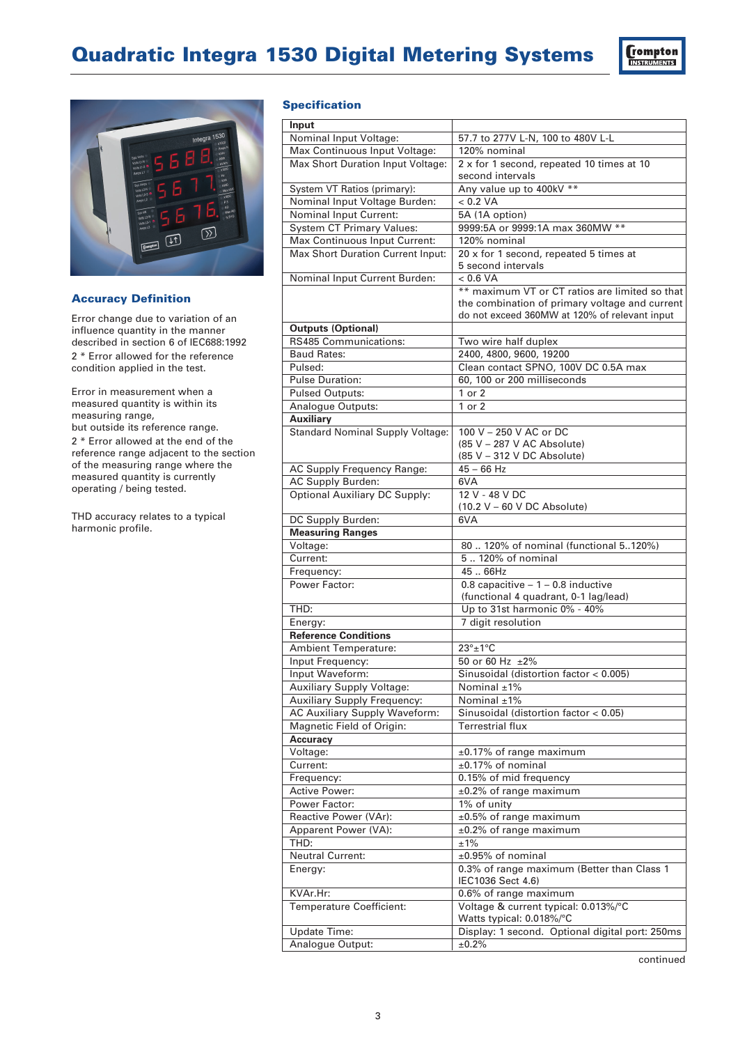# Quadratic Integra 1530 Digital Metering Systems

## Accuracy Definition

Error change due to variation of an influence quantity in the manner described in section 6 of IEC688:1992

2 * Error allowed for the reference condition applied in the test.

Error in measurement when a measured quantity is within its measuring range, but outside its reference range.

2 * Error allowed at the end of the reference range adjacent to the section of the measuring range where the measured quantity is currently operating / being tested.

THD accuracy relates to a typical harmonic profile.

## Specification

| **Input** | |
|---|---|
| Nominal Input Voltage: | 57.7 to 277V L-N, 100 to 480V L-L |
| Max Continuous Input Voltage: | 120% nominal |
| Max Short Duration Input Voltage: | 2 x for 1 second, repeated 10 times at 10 second intervals |
| System VT Ratios (primary): | Any value up to 400kV ** |
| Nominal Input Voltage Burden: | < 0.2 VA |
| Nominal Input Current: | 5A (1A option) |
| System CT Primary Values: | 9999:5A or 9999:1A max 360MW ** |
| Max Continuous Input Current: | 120% nominal |
| Max Short Duration Current Input: | 20 x for 1 second, repeated 5 times at 5 second intervals |
| Nominal Input Current Burden: | < 0.6 VA |
| | ** maximum VT or CT ratios are limited so that the combination of primary voltage and current do not exceed 360MW at 120% of relevant input |
| **Outputs (Optional)** | |
| RS485 Communications: | Two wire half duplex |
| Baud Rates: | 2400, 4800, 9600, 19200 |
| Pulsed: | Clean contact SPNO, 100V DC 0.5A max |
| Pulse Duration: | 60, 100 or 200 milliseconds |
| Pulsed Outputs: | 1 or 2 |
| Analogue Outputs: | 1 or 2 |
| **Auxiliary** | |
| Standard Nominal Supply Voltage: | 100 V – 250 V AC or DC (85 V – 287 V AC Absolute) (85 V – 312 V DC Absolute) |
| AC Supply Frequency Range: | 45 – 66 Hz |
| AC Supply Burden: | 6VA |
| Optional Auxiliary DC Supply: | 12 V - 48 V DC (10.2 V – 60 V DC Absolute) |
| DC Supply Burden: | 6VA |
| **Measuring Ranges** | |
| Voltage: | 80 .. 120% of nominal (functional 5..120%) |
| Current: | 5 .. 120% of nominal |
| Frequency: | 45 .. 66Hz |
| Power Factor: | 0.8 capacitive – 1 – 0.8 inductive (functional 4 quadrant, 0-1 lag/lead) |
| THD: | Up to 31st harmonic 0% - 40% |
| Energy: | 7 digit resolution |
| **Reference Conditions** | |
| Ambient Temperature: | 23°±1°C |
| Input Frequency: | 50 or 60 Hz ±2% |
| Input Waveform: | Sinusoidal (distortion factor < 0.005) |
| Auxiliary Supply Voltage: | Nominal ±1% |
| Auxiliary Supply Frequency: | Nominal ±1% |
| AC Auxiliary Supply Waveform: | Sinusoidal (distortion factor < 0.05) |
| Magnetic Field of Origin: | Terrestrial flux |
| **Accuracy** | |
| Voltage: | ±0.17% of range maximum |
| Current: | ±0.17% of nominal |
| Frequency: | 0.15% of mid frequency |
| Active Power: | ±0.2% of range maximum |
| Power Factor: | 1% of unity |
| Reactive Power (VAr): | ±0.5% of range maximum |
| Apparent Power (VA): | ±0.2% of range maximum |
| THD: | ±1% |
| Neutral Current: | ±0.95% of nominal |
| Energy: | 0.3% of range maximum (Better than Class 1 IEC1036 Sect 4.6) |
| KVAr.Hr: | 0.6% of range maximum |
| Temperature Coefficient: | Voltage & current typical: 0.013%/°C Watts typical: 0.018%/°C |
| Update Time: | Display: 1 second. Optional digital port: 250ms |
| Analogue Output: | ±0.2% |

continued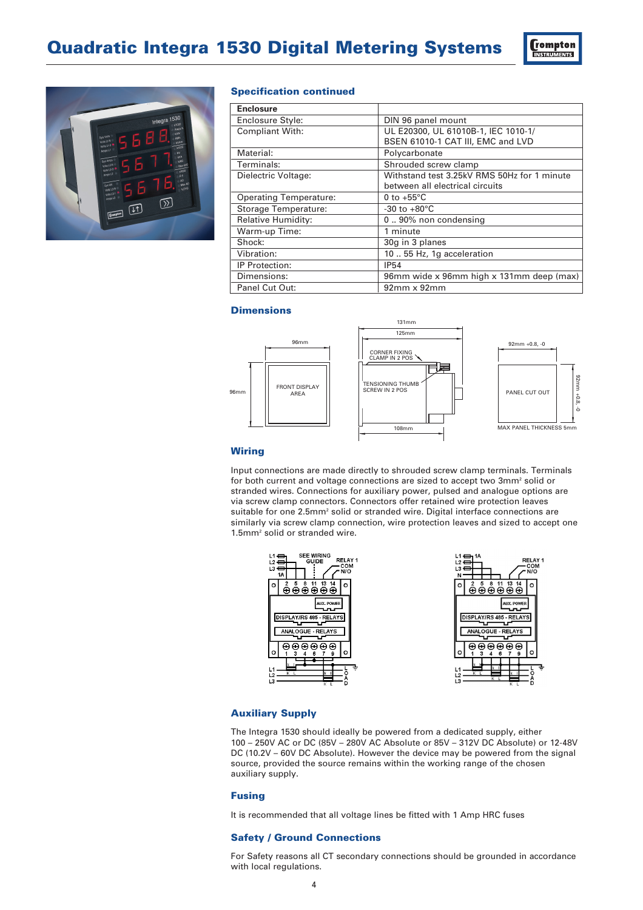# Quadratic Integra 1530 Digital Metering Systems

## Specification continued

| **Enclosure** | |
|---|---|
| Enclosure Style: | DIN 96 panel mount |
| Compliant With: | UL E20300, UL 61010B-1, IEC 1010-1/ BSEN 61010-1 CAT III, EMC and LVD |
| Material: | Polycarbonate |
| Terminals: | Shrouded screw clamp |
| Dielectric Voltage: | Withstand test 3.25kV RMS 50Hz for 1 minute between all electrical circuits |
| Operating Temperature: | 0 to +55°C |
| Storage Temperature: | -30 to +80°C |
| Relative Humidity: | 0 .. 90% non condensing |
| Warm-up Time: | 1 minute |
| Shock: | 30g in 3 planes |
| Vibration: | 10 .. 55 Hz, 1g acceleration |
| IP Protection: | IP54 |
| Dimensions: | 96mm wide x 96mm high x 131mm deep (max) |
| Panel Cut Out: | 92mm x 92mm |

## Dimensions

96mm
96mm
FRONT DISPLAY AREA

131mm
125mm
CORNER FIXING CLAMP IN 2 POS
TENSIONING THUMB SCREW IN 2 POS
108mm

92mm +0.8, -0
PANEL CUT OUT
92mm +0.8, -0
MAX PANEL THICKNESS 5mm

## Wiring

Input connections are made directly to shrouded screw clamp terminals. Terminals for both current and voltage connections are sized to accept two 3mm² solid or stranded wires. Connections for auxiliary power, pulsed and analogue options are via screw clamp connectors. Connectors offer retained wire protection leaves suitable for one 2.5mm² solid or stranded wire. Digital interface connections are similarly via screw clamp connection, wire protection leaves and sized to accept one 1.5mm² solid or stranded wire.

## Auxiliary Supply

The Integra 1530 should ideally be powered from a dedicated supply, either 100 – 250V AC or DC (85V – 280V AC Absolute or 85V – 312V DC Absolute) or 12-48V DC (10.2V – 60V DC Absolute). However the device may be powered from the signal source, provided the source remains within the working range of the chosen auxiliary supply.

## Fusing

It is recommended that all voltage lines be fitted with 1 Amp HRC fuses

## Safety / Ground Connections

For Safety reasons all CT secondary connections should be grounded in accordance with local regulations.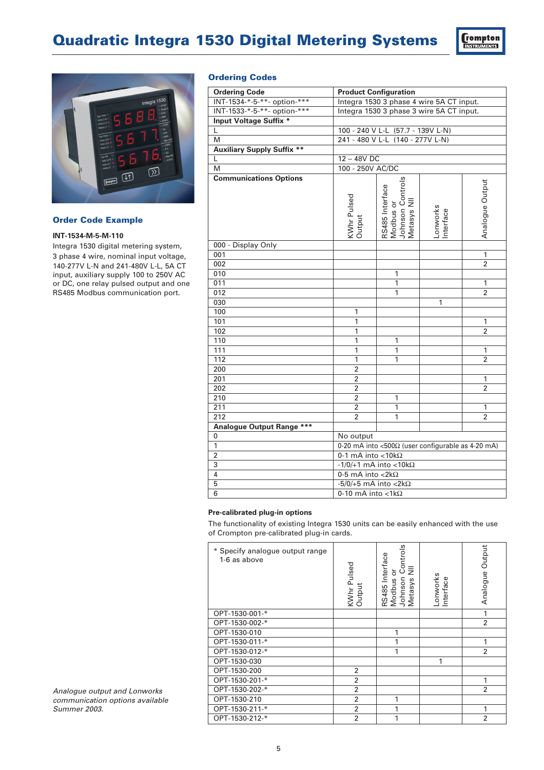# Quadratic Integra 1530 Digital Metering Systems

## Order Code Example

**INT-1534-M-5-M-110**

Integra 1530 digital metering system, 3 phase 4 wire, nominal input voltage, 140-277V L-N and 241-480V L-L, 5A CT input, auxiliary supply 100 to 250V AC or DC, one relay pulsed output and one RS485 Modbus communication port.

## Ordering Codes

| Ordering Code | Product Configuration | | | |
|---|---|---|---|---|
| INT-1534-\*-5-\*\*- option-\*\*\* | Integra 1530 3 phase 4 wire 5A CT input. | | | |
| INT-1533-\*-5-\*\*- option-\*\*\* | Integra 1530 3 phase 3 wire 5A CT input. | | | |
| **Input Voltage Suffix \*** | | | | |
| L | 100 - 240 V L-L (57.7 - 139V L-N) | | | |
| M | 241 - 480 V L-L (140 - 277V L-N) | | | |
| **Auxiliary Supply Suffix \*\*** | | | | |
| L | 12 – 48V DC | | | |
| M | 100 - 250V AC/DC | | | |
| **Communications Options** | KWhr Pulsed Output | RS485 Interface Modbus or Johnson Controls Metasys NII | Lonworks Interface | Analogue Output |
| 000 - Display Only | | | | |
| 001 | | | | 1 |
| 002 | | | | 2 |
| 010 | | 1 | | |
| 011 | | 1 | | 1 |
| 012 | | 1 | | 2 |
| 030 | | | 1 | |
| 100 | 1 | | | |
| 101 | 1 | | | 1 |
| 102 | 1 | | | 2 |
| 110 | 1 | 1 | | |
| 111 | 1 | 1 | | 1 |
| 112 | 1 | 1 | | 2 |
| 200 | 2 | | | |
| 201 | 2 | | | 1 |
| 202 | 2 | | | 2 |
| 210 | 2 | 1 | | |
| 211 | 2 | 1 | | 1 |
| 212 | 2 | 1 | | 2 |
| **Analogue Output Range \*\*\*** | | | | |
| 0 | No output | | | |
| 1 | 0-20 mA into <500Ω (user configurable as 4-20 mA) | | | |
| 2 | 0-1 mA into <10kΩ | | | |
| 3 | -1/0/+1 mA into <10kΩ | | | |
| 4 | 0-5 mA into <2kΩ | | | |
| 5 | -5/0/+5 mA into <2kΩ | | | |
| 6 | 0-10 mA into <1kΩ | | | |

### Pre-calibrated plug-in options

The functionality of existing Integra 1530 units can be easily enhanced with the use of Crompton pre-calibrated plug-in cards.

| \* Specify analogue output range 1-6 as above | KWhr Pulsed Output | RS485 Interface Modbus or Johnson Controls Metasys NII | Lonworks Interface | Analogue Output |
|---|---|---|---|---|
| OPT-1530-001-\* | | | | 1 |
| OPT-1530-002-\* | | | | 2 |
| OPT-1530-010 | | 1 | | |
| OPT-1530-011-\* | | 1 | | 1 |
| OPT-1530-012-\* | | 1 | | 2 |
| OPT-1530-030 | | | 1 | |
| OPT-1530-200 | 2 | | | |
| OPT-1530-201-\* | 2 | | | 1 |
| OPT-1530-202-\* | 2 | | | 2 |
| OPT-1530-210 | 2 | 1 | | |
| OPT-1530-211-\* | 2 | 1 | | 1 |
| OPT-1530-212-\* | 2 | 1 | | 2 |

*Analogue output and Lonworks communication options available Summer 2003.*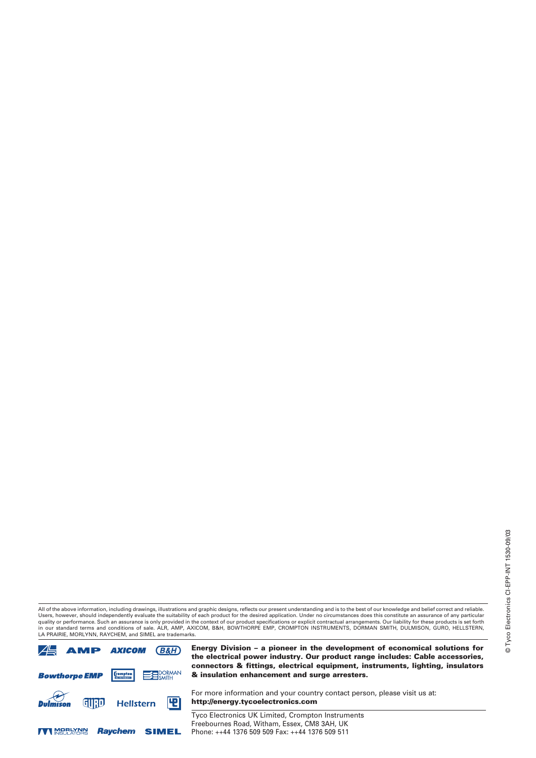All of the above information, including drawings, illustrations and graphic designs, reflects our present understanding and is to the best of our knowledge and belief correct and reliable. Users, however, should independently evaluate the suitability of each product for the desired application. Under no circumstances does this constitute an assurance of any particular quality or performance. Such an assurance is only provided in the context of our product specifications or explicit contractual arrangements. Our liability for these products is set forth in our standard terms and conditions of sale. ALR, AMP, AXICOM, B&H, BOWTHORPE EMP, CROMPTON INSTRUMENTS, DORMAN SMITH, DULMISON, GURO, HELLSTERN, LA PRAIRIE, MORLYNN, RAYCHEM, and SIMEL are trademarks.

AMP AXICOM B&H

Bowthorpe EMP Crompton DORMAN SMITH

Dulmison GURO Hellstern

MORLYNN INSULATORS Raychem SIMEL

**Energy Division – a pioneer in the development of economical solutions for the electrical power industry. Our product range includes: Cable accessories, connectors & fittings, electrical equipment, instruments, lighting, insulators & insulation enhancement and surge arresters.**

For more information and your country contact person, please visit us at:
**http://energy.tycoelectronics.com**

Tyco Electronics UK Limited, Crompton Instruments
Freebournes Road, Witham, Essex, CM8 3AH, UK
Phone: ++44 1376 509 509 Fax: ++44 1376 509 511

© Tyco Electronics CI-EPP-INT 1530-09/03